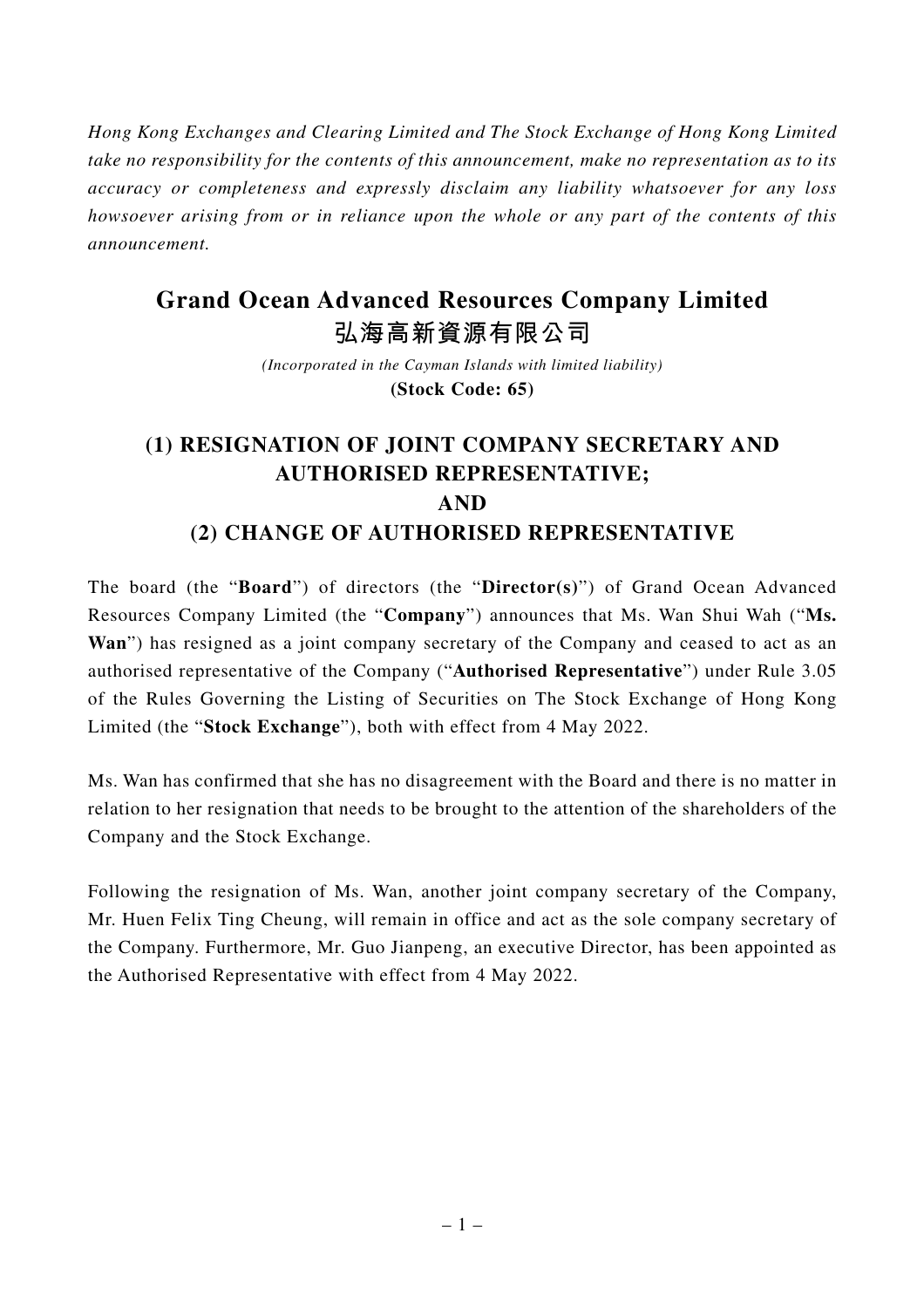*Hong Kong Exchanges and Clearing Limited and The Stock Exchange of Hong Kong Limited take no responsibility for the contents of this announcement, make no representation as to its accuracy or completeness and expressly disclaim any liability whatsoever for any loss howsoever arising from or in reliance upon the whole or any part of the contents of this announcement.*

# Grand Ocean Advanced Resources Company Limited
# 弘海高新資源有限公司

*(Incorporated in the Cayman Islands with limited liability)*

**(Stock Code: 65)**

## (1) RESIGNATION OF JOINT COMPANY SECRETARY AND AUTHORISED REPRESENTATIVE; AND (2) CHANGE OF AUTHORISED REPRESENTATIVE

The board (the "**Board**") of directors (the "**Director(s)**") of Grand Ocean Advanced Resources Company Limited (the "**Company**") announces that Ms. Wan Shui Wah ("**Ms. Wan**") has resigned as a joint company secretary of the Company and ceased to act as an authorised representative of the Company ("**Authorised Representative**") under Rule 3.05 of the Rules Governing the Listing of Securities on The Stock Exchange of Hong Kong Limited (the "**Stock Exchange**"), both with effect from 4 May 2022.

Ms. Wan has confirmed that she has no disagreement with the Board and there is no matter in relation to her resignation that needs to be brought to the attention of the shareholders of the Company and the Stock Exchange.

Following the resignation of Ms. Wan, another joint company secretary of the Company, Mr. Huen Felix Ting Cheung, will remain in office and act as the sole company secretary of the Company. Furthermore, Mr. Guo Jianpeng, an executive Director, has been appointed as the Authorised Representative with effect from 4 May 2022.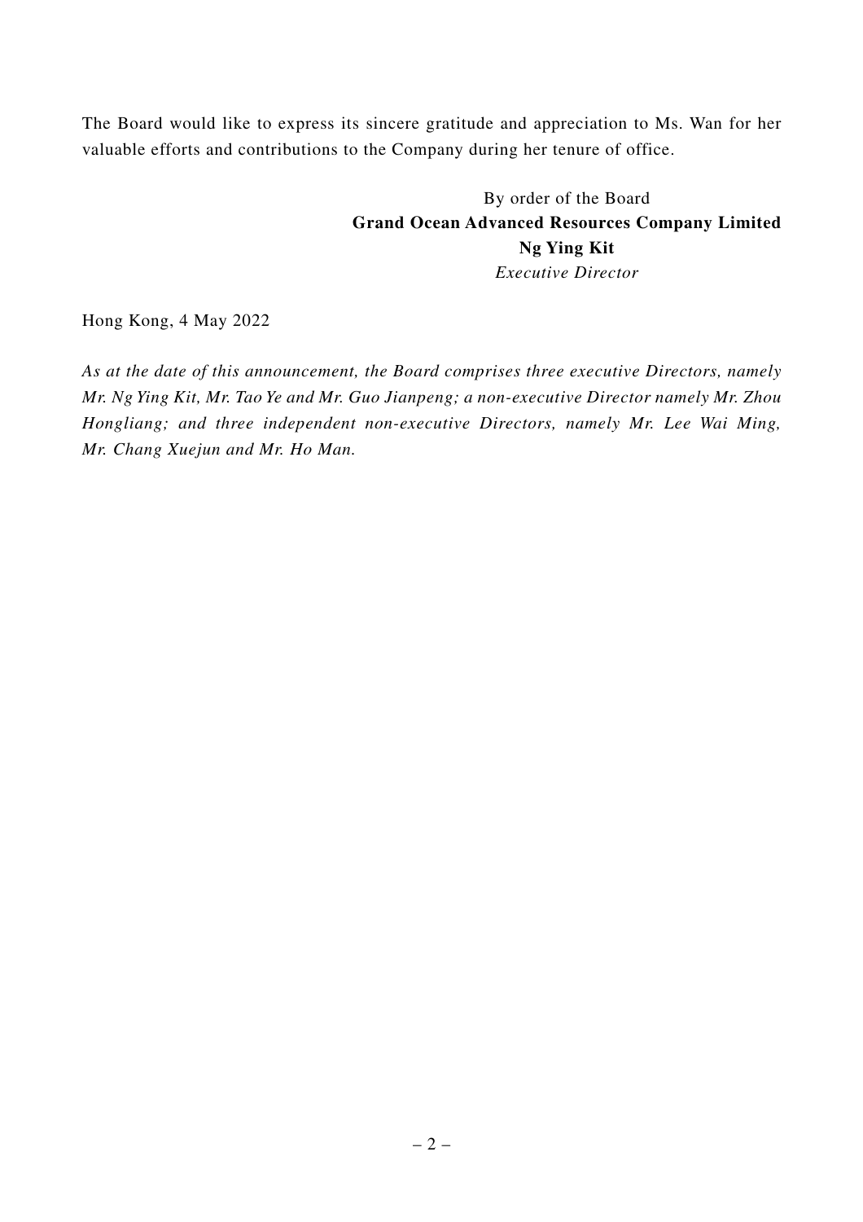The Board would like to express its sincere gratitude and appreciation to Ms. Wan for her valuable efforts and contributions to the Company during her tenure of office.

By order of the Board  
**Grand Ocean Advanced Resources Company Limited**  
**Ng Ying Kit**  
*Executive Director*

Hong Kong, 4 May 2022

*As at the date of this announcement, the Board comprises three executive Directors, namely Mr. Ng Ying Kit, Mr. Tao Ye and Mr. Guo Jianpeng; a non-executive Director namely Mr. Zhou Hongliang; and three independent non-executive Directors, namely Mr. Lee Wai Ming, Mr. Chang Xuejun and Mr. Ho Man.*